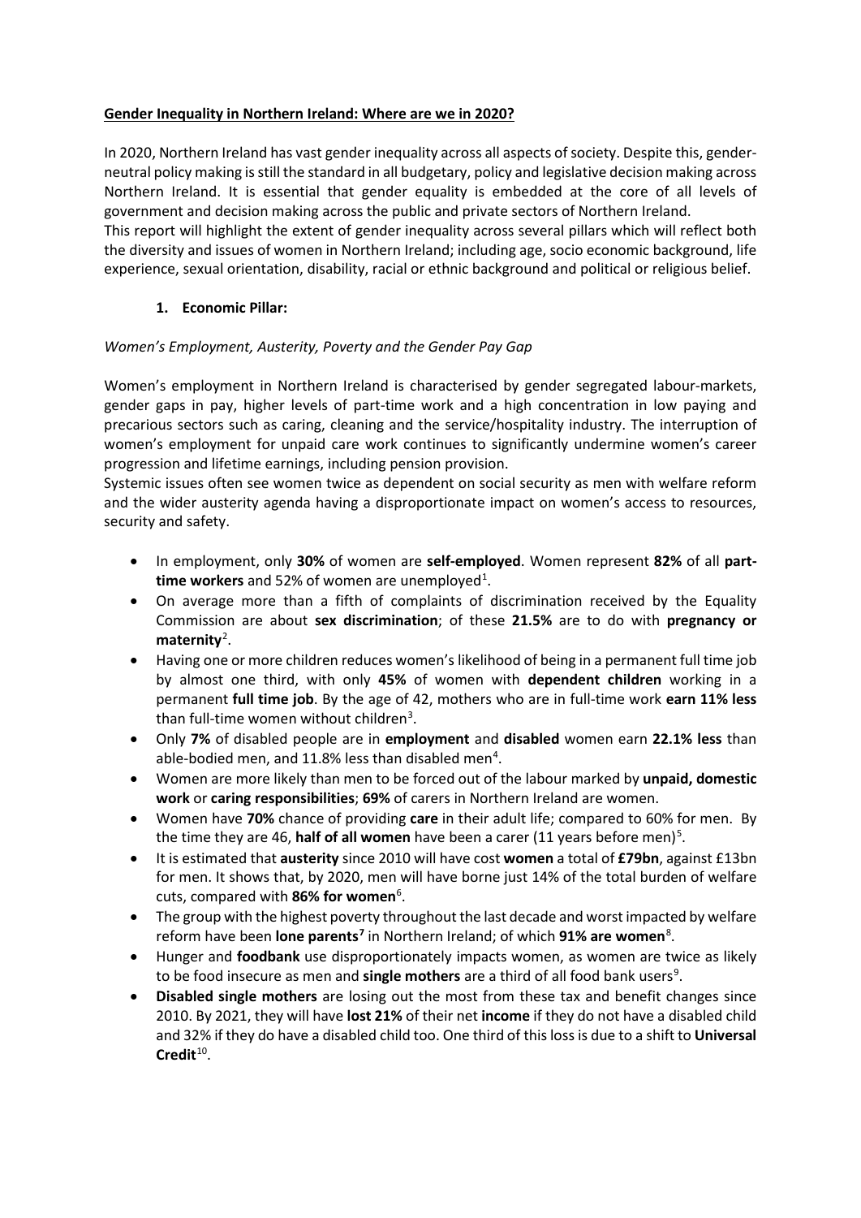**Gender Inequality in Northern Ireland: Where are we in 2020?**

In 2020, Northern Ireland has vast gender inequality across all aspects of society. Despite this, gender-neutral policy making is still the standard in all budgetary, policy and legislative decision making across Northern Ireland. It is essential that gender equality is embedded at the core of all levels of government and decision making across the public and private sectors of Northern Ireland.

This report will highlight the extent of gender inequality across several pillars which will reflect both the diversity and issues of women in Northern Ireland; including age, socio economic background, life experience, sexual orientation, disability, racial or ethnic background and political or religious belief.

1. **Economic Pillar:**

*Women's Employment, Austerity, Poverty and the Gender Pay Gap*

Women's employment in Northern Ireland is characterised by gender segregated labour-markets, gender gaps in pay, higher levels of part-time work and a high concentration in low paying and precarious sectors such as caring, cleaning and the service/hospitality industry. The interruption of women's employment for unpaid care work continues to significantly undermine women's career progression and lifetime earnings, including pension provision.

Systemic issues often see women twice as dependent on social security as men with welfare reform and the wider austerity agenda having a disproportionate impact on women's access to resources, security and safety.

- In employment, only **30%** of women are **self-employed**. Women represent **82%** of all **part-time workers** and 52% of women are unemployed[1].
- On average more than a fifth of complaints of discrimination received by the Equality Commission are about **sex discrimination**; of these **21.5%** are to do with **pregnancy or maternity**[2].
- Having one or more children reduces women's likelihood of being in a permanent full time job by almost one third, with only **45%** of women with **dependent children** working in a permanent **full time job**. By the age of 42, mothers who are in full-time work **earn 11% less** than full-time women without children[3].
- Only **7%** of disabled people are in **employment** and **disabled** women earn **22.1% less** than able-bodied men, and 11.8% less than disabled men[4].
- Women are more likely than men to be forced out of the labour marked by **unpaid, domestic work** or **caring responsibilities**; **69%** of carers in Northern Ireland are women.
- Women have **70%** chance of providing **care** in their adult life; compared to 60% for men. By the time they are 46, **half of all women** have been a carer (11 years before men)[5].
- It is estimated that **austerity** since 2010 will have cost **women** a total of **£79bn**, against £13bn for men. It shows that, by 2020, men will have borne just 14% of the total burden of welfare cuts, compared with **86% for women**[6].
- The group with the highest poverty throughout the last decade and worst impacted by welfare reform have been **lone parents**[7] in Northern Ireland; of which **91% are women**[8].
- Hunger and **foodbank** use disproportionately impacts women, as women are twice as likely to be food insecure as men and **single mothers** are a third of all food bank users[9].
- **Disabled single mothers** are losing out the most from these tax and benefit changes since 2010. By 2021, they will have **lost 21%** of their net **income** if they do not have a disabled child and 32% if they do have a disabled child too. One third of this loss is due to a shift to **Universal Credit**[10].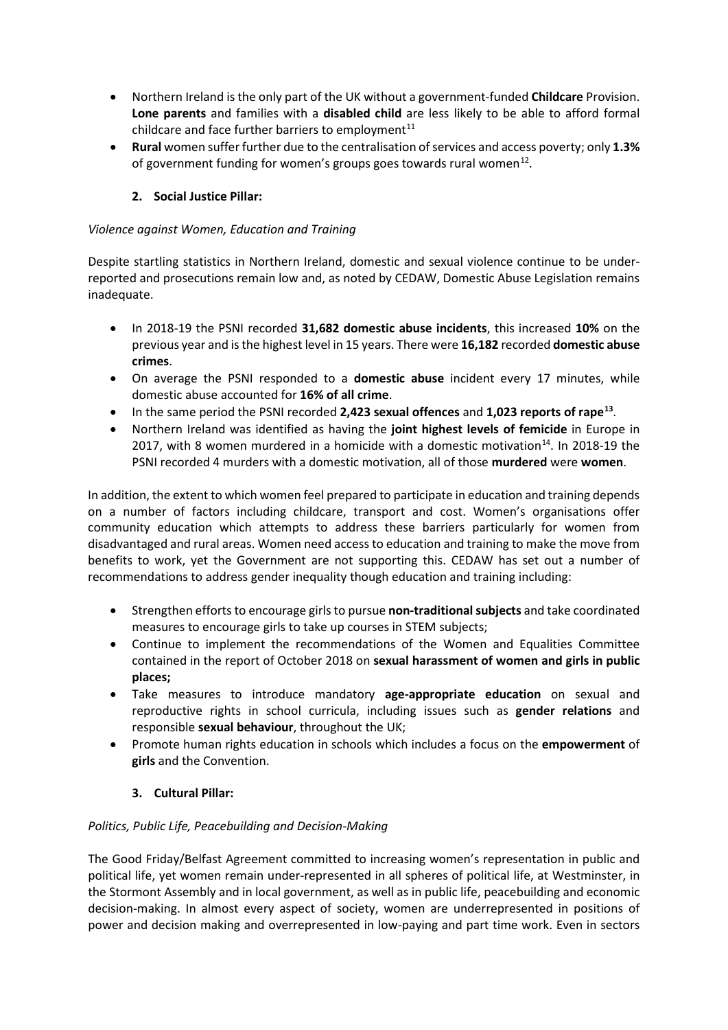- Northern Ireland is the only part of the UK without a government-funded **Childcare** Provision. **Lone parents** and families with a **disabled child** are less likely to be able to afford formal childcare and face further barriers to employment[11]
- **Rural** women suffer further due to the centralisation of services and access poverty; only **1.3%** of government funding for women's groups goes towards rural women[12].

### 2. Social Justice Pillar:

*Violence against Women, Education and Training*

Despite startling statistics in Northern Ireland, domestic and sexual violence continue to be under-reported and prosecutions remain low and, as noted by CEDAW, Domestic Abuse Legislation remains inadequate.

- In 2018-19 the PSNI recorded **31,682 domestic abuse incidents**, this increased **10%** on the previous year and is the highest level in 15 years. There were **16,182** recorded **domestic abuse crimes**.
- On average the PSNI responded to a **domestic abuse** incident every 17 minutes, while domestic abuse accounted for **16% of all crime**.
- In the same period the PSNI recorded **2,423 sexual offences** and **1,023 reports of rape**[13].
- Northern Ireland was identified as having the **joint highest levels of femicide** in Europe in 2017, with 8 women murdered in a homicide with a domestic motivation[14]. In 2018-19 the PSNI recorded 4 murders with a domestic motivation, all of those **murdered** were **women**.

In addition, the extent to which women feel prepared to participate in education and training depends on a number of factors including childcare, transport and cost. Women's organisations offer community education which attempts to address these barriers particularly for women from disadvantaged and rural areas. Women need access to education and training to make the move from benefits to work, yet the Government are not supporting this. CEDAW has set out a number of recommendations to address gender inequality though education and training including:

- Strengthen efforts to encourage girls to pursue **non-traditional subjects** and take coordinated measures to encourage girls to take up courses in STEM subjects;
- Continue to implement the recommendations of the Women and Equalities Committee contained in the report of October 2018 on **sexual harassment of women and girls in public places;**
- Take measures to introduce mandatory **age-appropriate education** on sexual and reproductive rights in school curricula, including issues such as **gender relations** and responsible **sexual behaviour**, throughout the UK;
- Promote human rights education in schools which includes a focus on the **empowerment** of **girls** and the Convention.

### 3. Cultural Pillar:

*Politics, Public Life, Peacebuilding and Decision-Making*

The Good Friday/Belfast Agreement committed to increasing women's representation in public and political life, yet women remain under-represented in all spheres of political life, at Westminster, in the Stormont Assembly and in local government, as well as in public life, peacebuilding and economic decision-making. In almost every aspect of society, women are underrepresented in positions of power and decision making and overrepresented in low-paying and part time work. Even in sectors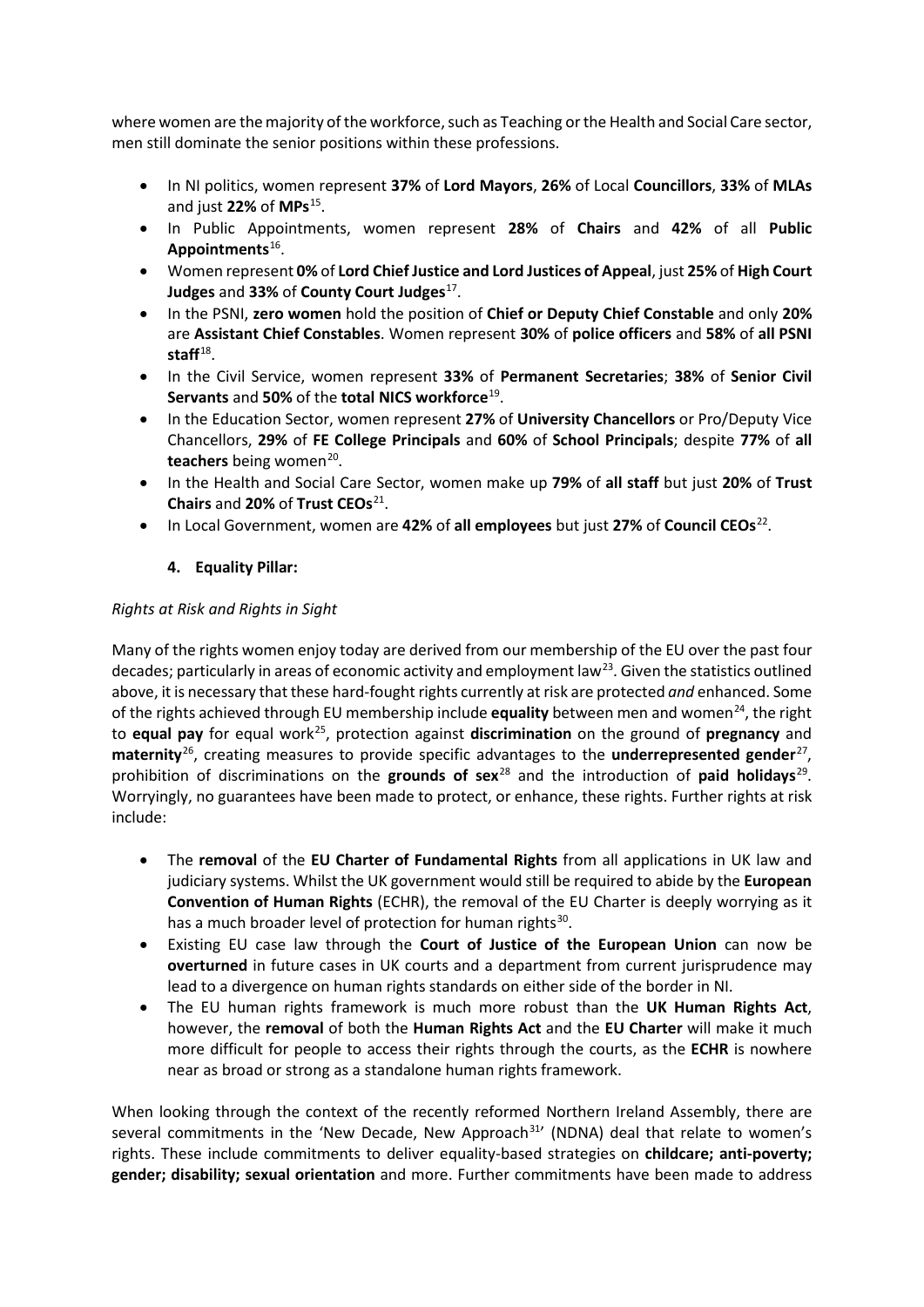where women are the majority of the workforce, such as Teaching or the Health and Social Care sector, men still dominate the senior positions within these professions.

- In NI politics, women represent **37%** of **Lord Mayors**, **26%** of Local **Councillors**, **33%** of **MLAs** and just **22%** of **MPs**[15].
- In Public Appointments, women represent **28%** of **Chairs** and **42%** of all **Public Appointments**[16].
- Women represent **0%** of **Lord Chief Justice and Lord Justices of Appeal**, just **25%** of **High Court Judges** and **33%** of **County Court Judges**[17].
- In the PSNI, **zero women** hold the position of **Chief or Deputy Chief Constable** and only **20%** are **Assistant Chief Constables**. Women represent **30%** of **police officers** and **58%** of **all PSNI staff**[18].
- In the Civil Service, women represent **33%** of **Permanent Secretaries**; **38%** of **Senior Civil Servants** and **50%** of the **total NICS workforce**[19].
- In the Education Sector, women represent **27%** of **University Chancellors** or Pro/Deputy Vice Chancellors, **29%** of **FE College Principals** and **60%** of **School Principals**; despite **77%** of **all teachers** being women[20].
- In the Health and Social Care Sector, women make up **79%** of **all staff** but just **20%** of **Trust Chairs** and **20%** of **Trust CEOs**[21].
- In Local Government, women are **42%** of **all employees** but just **27%** of **Council CEOs**[22].

## 4. Equality Pillar:

*Rights at Risk and Rights in Sight*

Many of the rights women enjoy today are derived from our membership of the EU over the past four decades; particularly in areas of economic activity and employment law[23]. Given the statistics outlined above, it is necessary that these hard-fought rights currently at risk are protected *and* enhanced. Some of the rights achieved through EU membership include **equality** between men and women[24], the right to **equal pay** for equal work[25], protection against **discrimination** on the ground of **pregnancy** and **maternity**[26], creating measures to provide specific advantages to the **underrepresented gender**[27], prohibition of discriminations on the **grounds of sex**[28] and the introduction of **paid holidays**[29]. Worryingly, no guarantees have been made to protect, or enhance, these rights. Further rights at risk include:

- The **removal** of the **EU Charter of Fundamental Rights** from all applications in UK law and judiciary systems. Whilst the UK government would still be required to abide by the **European Convention of Human Rights** (ECHR), the removal of the EU Charter is deeply worrying as it has a much broader level of protection for human rights[30].
- Existing EU case law through the **Court of Justice of the European Union** can now be **overturned** in future cases in UK courts and a department from current jurisprudence may lead to a divergence on human rights standards on either side of the border in NI.
- The EU human rights framework is much more robust than the **UK Human Rights Act**, however, the **removal** of both the **Human Rights Act** and the **EU Charter** will make it much more difficult for people to access their rights through the courts, as the **ECHR** is nowhere near as broad or strong as a standalone human rights framework.

When looking through the context of the recently reformed Northern Ireland Assembly, there are several commitments in the 'New Decade, New Approach[31]' (NDNA) deal that relate to women's rights. These include commitments to deliver equality-based strategies on **childcare; anti-poverty; gender; disability; sexual orientation** and more. Further commitments have been made to address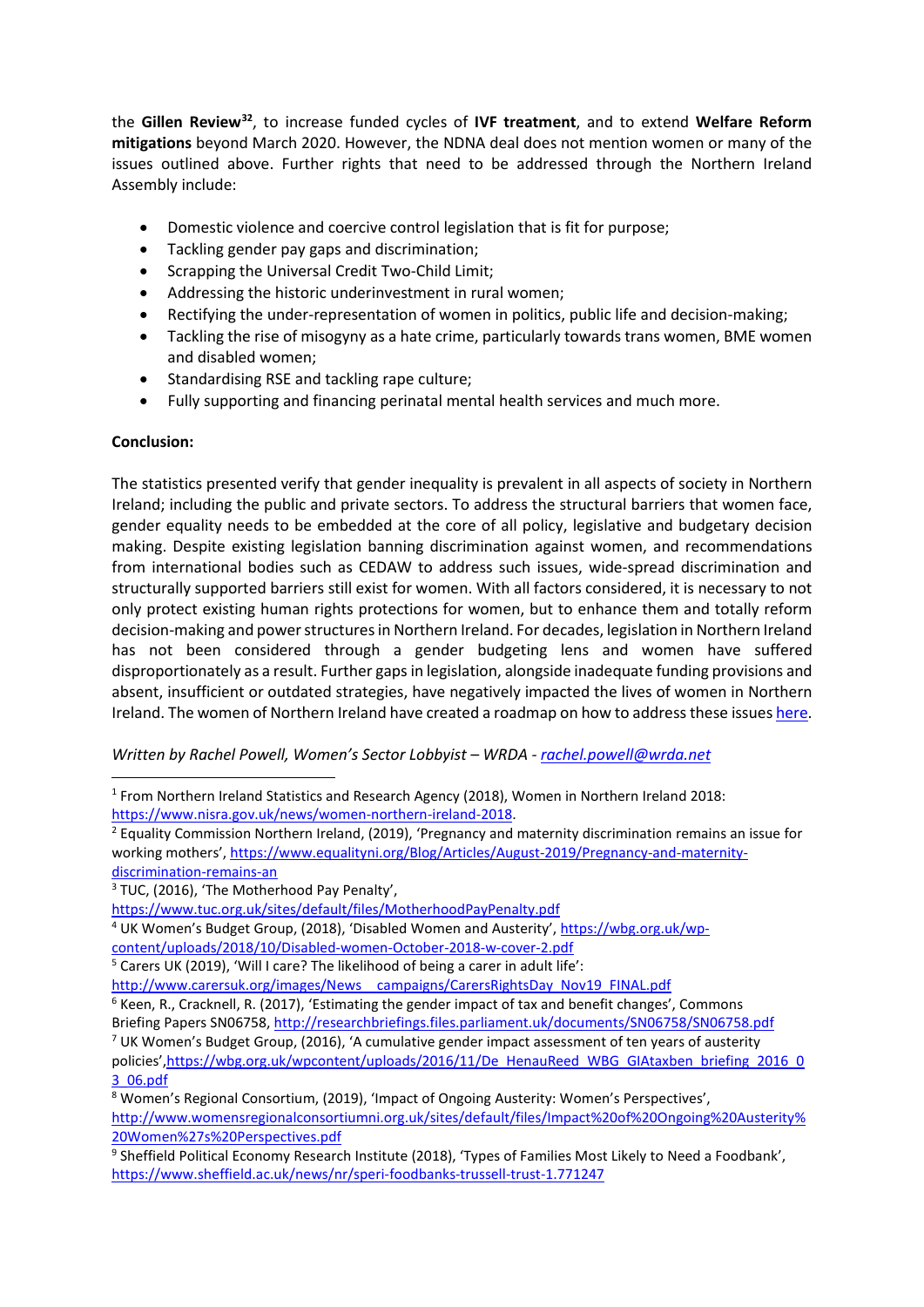the **Gillen Review**[32], to increase funded cycles of **IVF treatment**, and to extend **Welfare Reform mitigations** beyond March 2020. However, the NDNA deal does not mention women or many of the issues outlined above. Further rights that need to be addressed through the Northern Ireland Assembly include:

- Domestic violence and coercive control legislation that is fit for purpose;
- Tackling gender pay gaps and discrimination;
- Scrapping the Universal Credit Two-Child Limit;
- Addressing the historic underinvestment in rural women;
- Rectifying the under-representation of women in politics, public life and decision-making;
- Tackling the rise of misogyny as a hate crime, particularly towards trans women, BME women and disabled women;
- Standardising RSE and tackling rape culture;
- Fully supporting and financing perinatal mental health services and much more.

**Conclusion:**

The statistics presented verify that gender inequality is prevalent in all aspects of society in Northern Ireland; including the public and private sectors. To address the structural barriers that women face, gender equality needs to be embedded at the core of all policy, legislative and budgetary decision making. Despite existing legislation banning discrimination against women, and recommendations from international bodies such as CEDAW to address such issues, wide-spread discrimination and structurally supported barriers still exist for women. With all factors considered, it is necessary to not only protect existing human rights protections for women, but to enhance them and totally reform decision-making and power structures in Northern Ireland. For decades, legislation in Northern Ireland has not been considered through a gender budgeting lens and women have suffered disproportionately as a result. Further gaps in legislation, alongside inadequate funding provisions and absent, insufficient or outdated strategies, have negatively impacted the lives of women in Northern Ireland. The women of Northern Ireland have created a roadmap on how to address these issues here.

*Written by Rachel Powell, Women's Sector Lobbyist – WRDA - rachel.powell@wrda.net*

---

[1] From Northern Ireland Statistics and Research Agency (2018), Women in Northern Ireland 2018: https://www.nisra.gov.uk/news/women-northern-ireland-2018.

[2] Equality Commission Northern Ireland, (2019), 'Pregnancy and maternity discrimination remains an issue for working mothers', https://www.equalityni.org/Blog/Articles/August-2019/Pregnancy-and-maternity-discrimination-remains-an

[3] TUC, (2016), 'The Motherhood Pay Penalty', https://www.tuc.org.uk/sites/default/files/MotherhoodPayPenalty.pdf

[4] UK Women's Budget Group, (2018), 'Disabled Women and Austerity', https://wbg.org.uk/wp-content/uploads/2018/10/Disabled-women-October-2018-w-cover-2.pdf

[5] Carers UK (2019), 'Will I care? The likelihood of being a carer in adult life': http://www.carersuk.org/images/News__campaigns/CarersRightsDay_Nov19_FINAL.pdf

[6] Keen, R., Cracknell, R. (2017), 'Estimating the gender impact of tax and benefit changes', Commons Briefing Papers SN06758, http://researchbriefings.files.parliament.uk/documents/SN06758/SN06758.pdf

[7] UK Women's Budget Group, (2016), 'A cumulative gender impact assessment of ten years of austerity policies', https://wbg.org.uk/wpcontent/uploads/2016/11/De_HenauReed_WBG_GIAtaxben_briefing_2016_03_06.pdf

[8] Women's Regional Consortium, (2019), 'Impact of Ongoing Austerity: Women's Perspectives', http://www.womensregionalconsortiumni.org.uk/sites/default/files/Impact%20of%20Ongoing%20Austerity%20Women%27s%20Perspectives.pdf

[9] Sheffield Political Economy Research Institute (2018), 'Types of Families Most Likely to Need a Foodbank', https://www.sheffield.ac.uk/news/nr/speri-foodbanks-trussell-trust-1.771247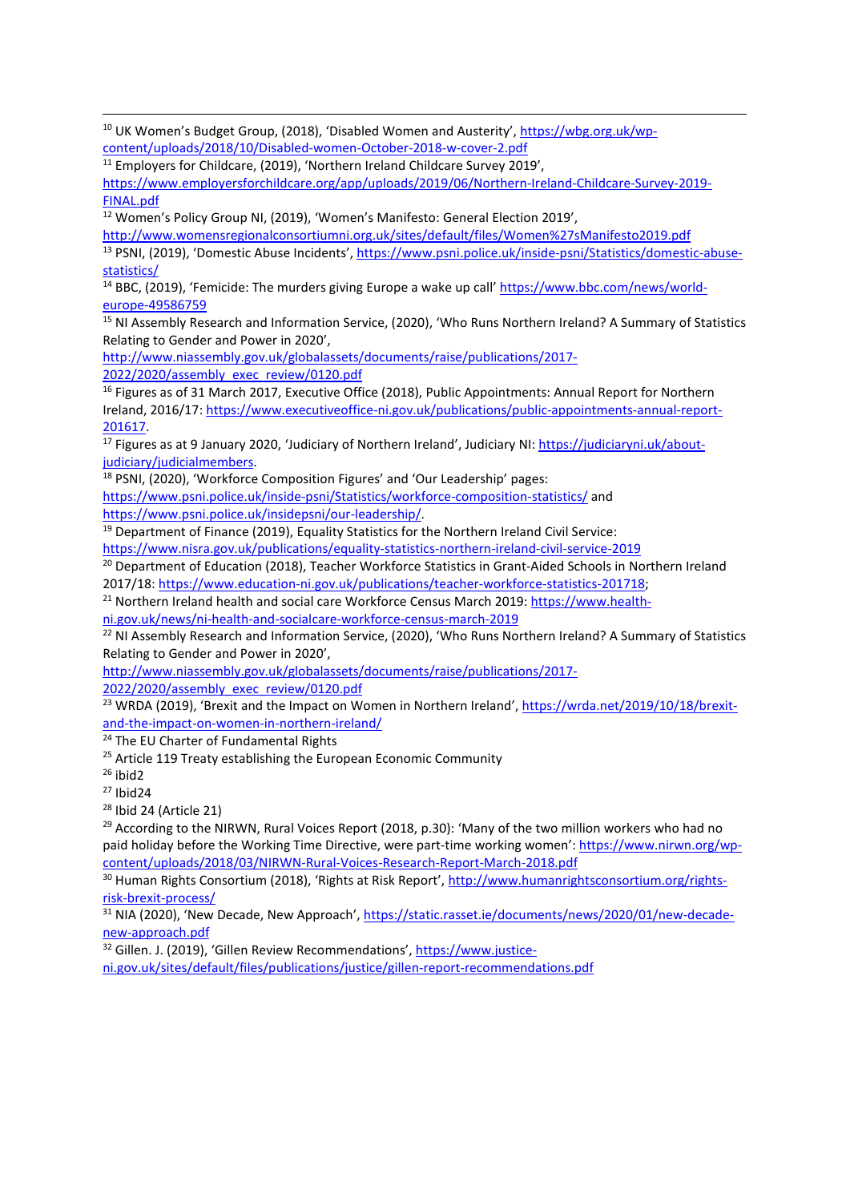[10] UK Women's Budget Group, (2018), 'Disabled Women and Austerity', https://wbg.org.uk/wp-content/uploads/2018/10/Disabled-women-October-2018-w-cover-2.pdf

[11] Employers for Childcare, (2019), 'Northern Ireland Childcare Survey 2019', https://www.employersforchildcare.org/app/uploads/2019/06/Northern-Ireland-Childcare-Survey-2019-FINAL.pdf

[12] Women's Policy Group NI, (2019), 'Women's Manifesto: General Election 2019', http://www.womensregionalconsortiumni.org.uk/sites/default/files/Women%27sManifesto2019.pdf

[13] PSNI, (2019), 'Domestic Abuse Incidents', https://www.psni.police.uk/inside-psni/Statistics/domestic-abuse-statistics/

[14] BBC, (2019), 'Femicide: The murders giving Europe a wake up call' https://www.bbc.com/news/world-europe-49586759

[15] NI Assembly Research and Information Service, (2020), 'Who Runs Northern Ireland? A Summary of Statistics Relating to Gender and Power in 2020', http://www.niassembly.gov.uk/globalassets/documents/raise/publications/2017-2022/2020/assembly_exec_review/0120.pdf

[16] Figures as of 31 March 2017, Executive Office (2018), Public Appointments: Annual Report for Northern Ireland, 2016/17: https://www.executiveoffice-ni.gov.uk/publications/public-appointments-annual-report-201617.

[17] Figures as at 9 January 2020, 'Judiciary of Northern Ireland', Judiciary NI: https://judiciaryni.uk/about-judiciary/judicialmembers.

[18] PSNI, (2020), 'Workforce Composition Figures' and 'Our Leadership' pages: https://www.psni.police.uk/inside-psni/Statistics/workforce-composition-statistics/ and https://www.psni.police.uk/insidepsni/our-leadership/.

[19] Department of Finance (2019), Equality Statistics for the Northern Ireland Civil Service: https://www.nisra.gov.uk/publications/equality-statistics-northern-ireland-civil-service-2019

[20] Department of Education (2018), Teacher Workforce Statistics in Grant-Aided Schools in Northern Ireland 2017/18: https://www.education-ni.gov.uk/publications/teacher-workforce-statistics-201718;

[21] Northern Ireland health and social care Workforce Census March 2019: https://www.health-ni.gov.uk/news/ni-health-and-socialcare-workforce-census-march-2019

[22] NI Assembly Research and Information Service, (2020), 'Who Runs Northern Ireland? A Summary of Statistics Relating to Gender and Power in 2020', http://www.niassembly.gov.uk/globalassets/documents/raise/publications/2017-2022/2020/assembly_exec_review/0120.pdf

[23] WRDA (2019), 'Brexit and the Impact on Women in Northern Ireland', https://wrda.net/2019/10/18/brexit-and-the-impact-on-women-in-northern-ireland/

[24] The EU Charter of Fundamental Rights

[25] Article 119 Treaty establishing the European Economic Community

[26] ibid2

[27] Ibid24

[28] Ibid 24 (Article 21)

[29] According to the NIRWN, Rural Voices Report (2018, p.30): 'Many of the two million workers who had no paid holiday before the Working Time Directive, were part-time working women': https://www.nirwn.org/wp-content/uploads/2018/03/NIRWN-Rural-Voices-Research-Report-March-2018.pdf

[30] Human Rights Consortium (2018), 'Rights at Risk Report', http://www.humanrightsconsortium.org/rights-risk-brexit-process/

[31] NIA (2020), 'New Decade, New Approach', https://static.rasset.ie/documents/news/2020/01/new-decade-new-approach.pdf

[32] Gillen. J. (2019), 'Gillen Review Recommendations', https://www.justice-ni.gov.uk/sites/default/files/publications/justice/gillen-report-recommendations.pdf